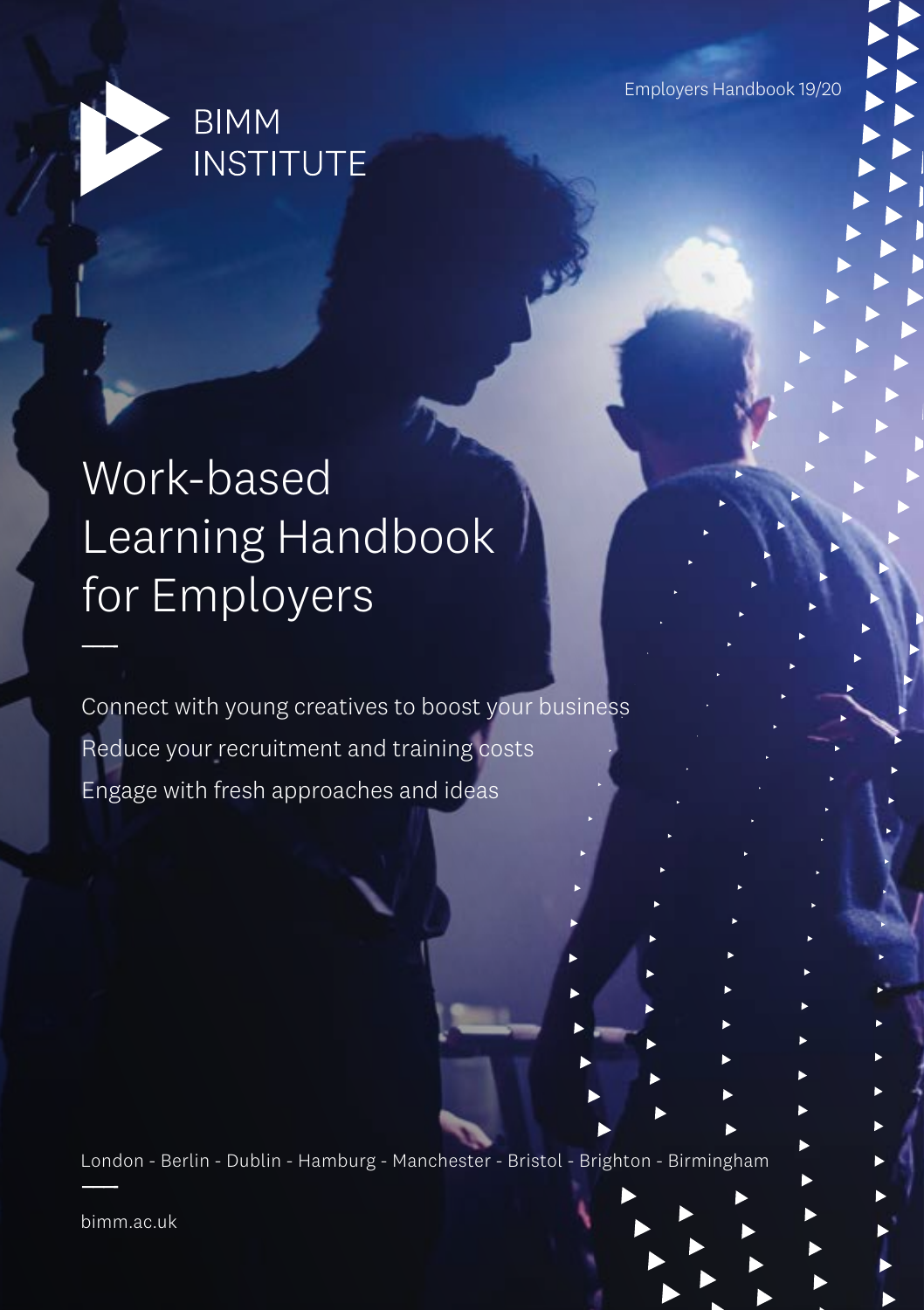BIMM INSTITUTE

Employers Handbook 19/20

# Work-based Learning Handbook for Employers

Connect with young creatives to boost your business

Reduce your recruitment and training costs

Engage with fresh approaches and ideas

London - Berlin - Dublin - Hamburg - Manchester - Bristol - Brighton - Birmingham

bimm.ac.uk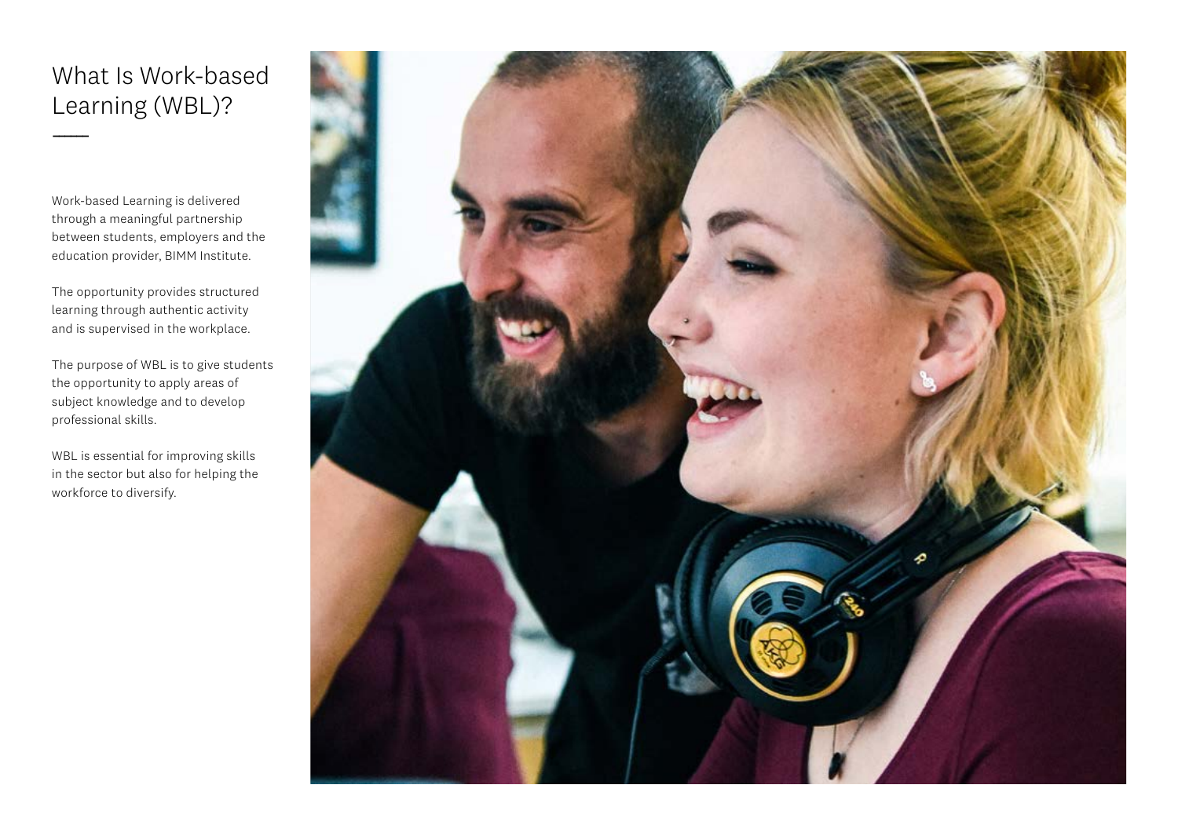# What Is Work-based Learning (WBL)?

Work-based Learning is delivered through a meaningful partnership between students, employers and the education provider, BIMM Institute.

The opportunity provides structured learning through authentic activity and is supervised in the workplace.

The purpose of WBL is to give students the opportunity to apply areas of subject knowledge and to develop professional skills.

WBL is essential for improving skills in the sector but also for helping the workforce to diversify.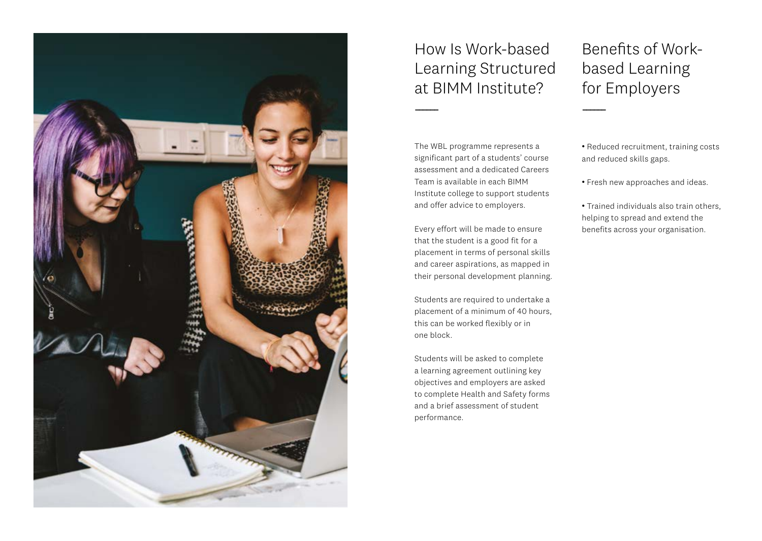## How Is Work-based Learning Structured at BIMM Institute?

The WBL programme represents a significant part of a students' course assessment and a dedicated Careers Team is available in each BIMM Institute college to support students and offer advice to employers.

Every effort will be made to ensure that the student is a good fit for a placement in terms of personal skills and career aspirations, as mapped in their personal development planning.

Students are required to undertake a placement of a minimum of 40 hours, this can be worked flexibly or in one block.

Students will be asked to complete a learning agreement outlining key objectives and employers are asked to complete Health and Safety forms and a brief assessment of student performance.

## Benefits of Work-based Learning for Employers

- Reduced recruitment, training costs and reduced skills gaps.
- Fresh new approaches and ideas.
- Trained individuals also train others, helping to spread and extend the benefits across your organisation.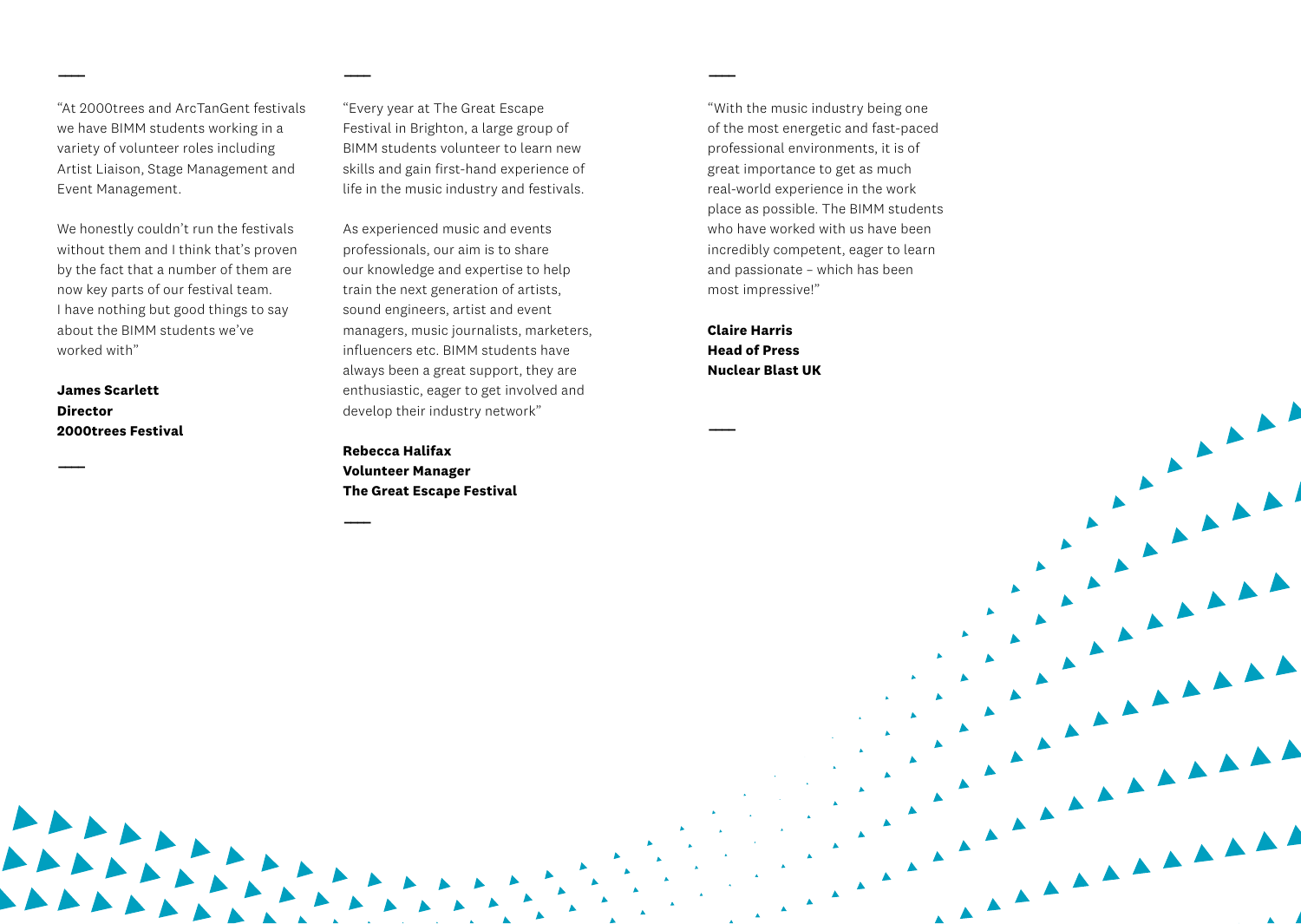"At 2000trees and ArcTanGent festivals we have BIMM students working in a variety of volunteer roles including Artist Liaison, Stage Management and Event Management.

We honestly couldn't run the festivals without them and I think that's proven by the fact that a number of them are now key parts of our festival team. I have nothing but good things to say about the BIMM students we've worked with"

**James Scarlett**
**Director**
**2000trees Festival**

---

"Every year at The Great Escape Festival in Brighton, a large group of BIMM students volunteer to learn new skills and gain first-hand experience of life in the music industry and festivals.

As experienced music and events professionals, our aim is to share our knowledge and expertise to help train the next generation of artists, sound engineers, artist and event managers, music journalists, marketers, influencers etc. BIMM students have always been a great support, they are enthusiastic, eager to get involved and develop their industry network"

**Rebecca Halifax**
**Volunteer Manager**
**The Great Escape Festival**

---

"With the music industry being one of the most energetic and fast-paced professional environments, it is of great importance to get as much real-world experience in the work place as possible. The BIMM students who have worked with us have been incredibly competent, eager to learn and passionate – which has been most impressive!"

**Claire Harris**
**Head of Press**
**Nuclear Blast UK**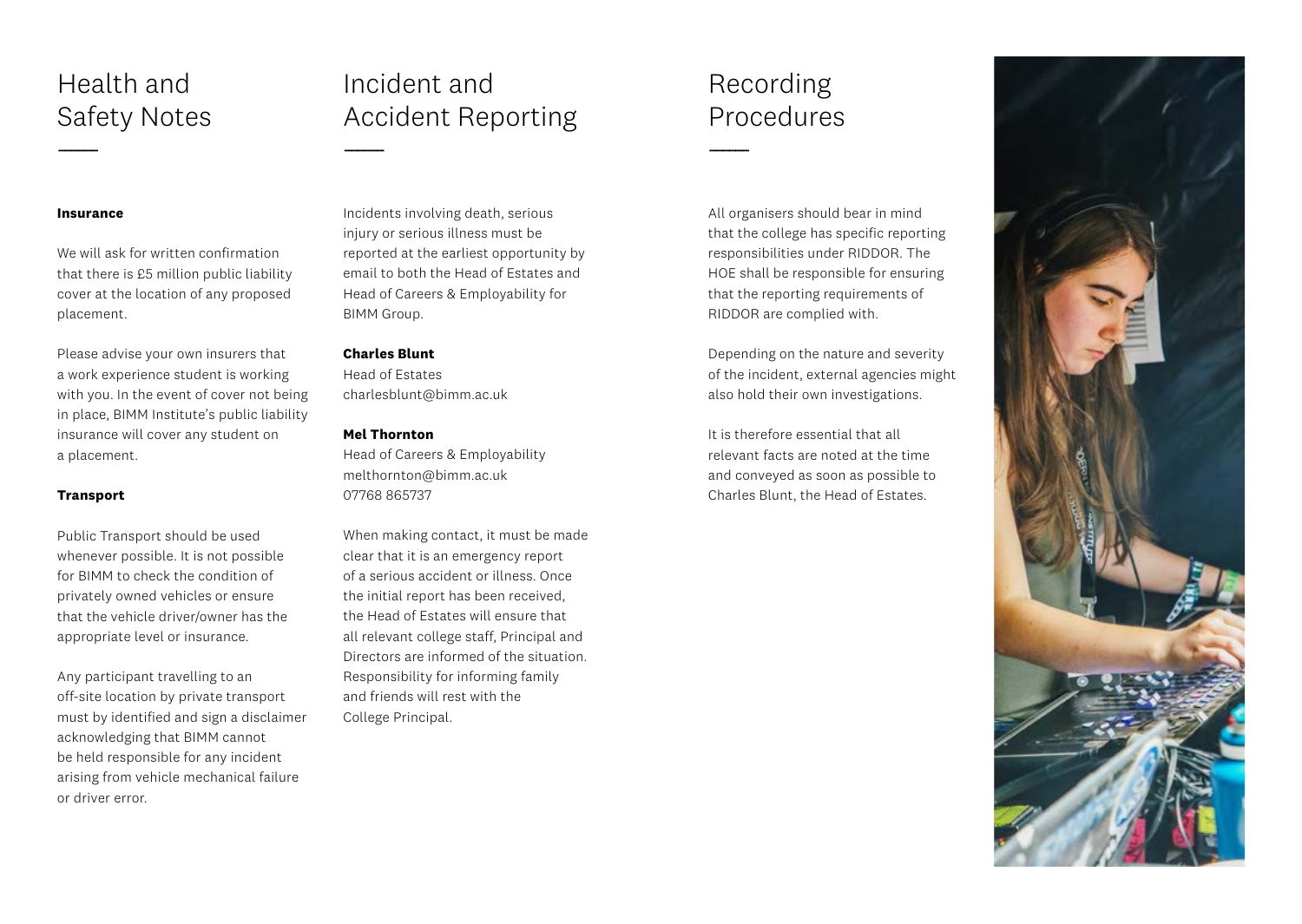# Health and Safety Notes

### Insurance

We will ask for written confirmation that there is £5 million public liability cover at the location of any proposed placement.

Please advise your own insurers that a work experience student is working with you. In the event of cover not being in place, BIMM Institute's public liability insurance will cover any student on a placement.

### Transport

Public Transport should be used whenever possible. It is not possible for BIMM to check the condition of privately owned vehicles or ensure that the vehicle driver/owner has the appropriate level or insurance.

Any participant travelling to an off-site location by private transport must by identified and sign a disclaimer acknowledging that BIMM cannot be held responsible for any incident arising from vehicle mechanical failure or driver error.

# Incident and Accident Reporting

Incidents involving death, serious injury or serious illness must be reported at the earliest opportunity by email to both the Head of Estates and Head of Careers & Employability for BIMM Group.

**Charles Blunt**
Head of Estates
charlesblunt@bimm.ac.uk

**Mel Thornton**
Head of Careers & Employability
melthornton@bimm.ac.uk
07768 865737

When making contact, it must be made clear that it is an emergency report of a serious accident or illness. Once the initial report has been received, the Head of Estates will ensure that all relevant college staff, Principal and Directors are informed of the situation. Responsibility for informing family and friends will rest with the College Principal.

# Recording Procedures

All organisers should bear in mind that the college has specific reporting responsibilities under RIDDOR. The HOE shall be responsible for ensuring that the reporting requirements of RIDDOR are complied with.

Depending on the nature and severity of the incident, external agencies might also hold their own investigations.

It is therefore essential that all relevant facts are noted at the time and conveyed as soon as possible to Charles Blunt, the Head of Estates.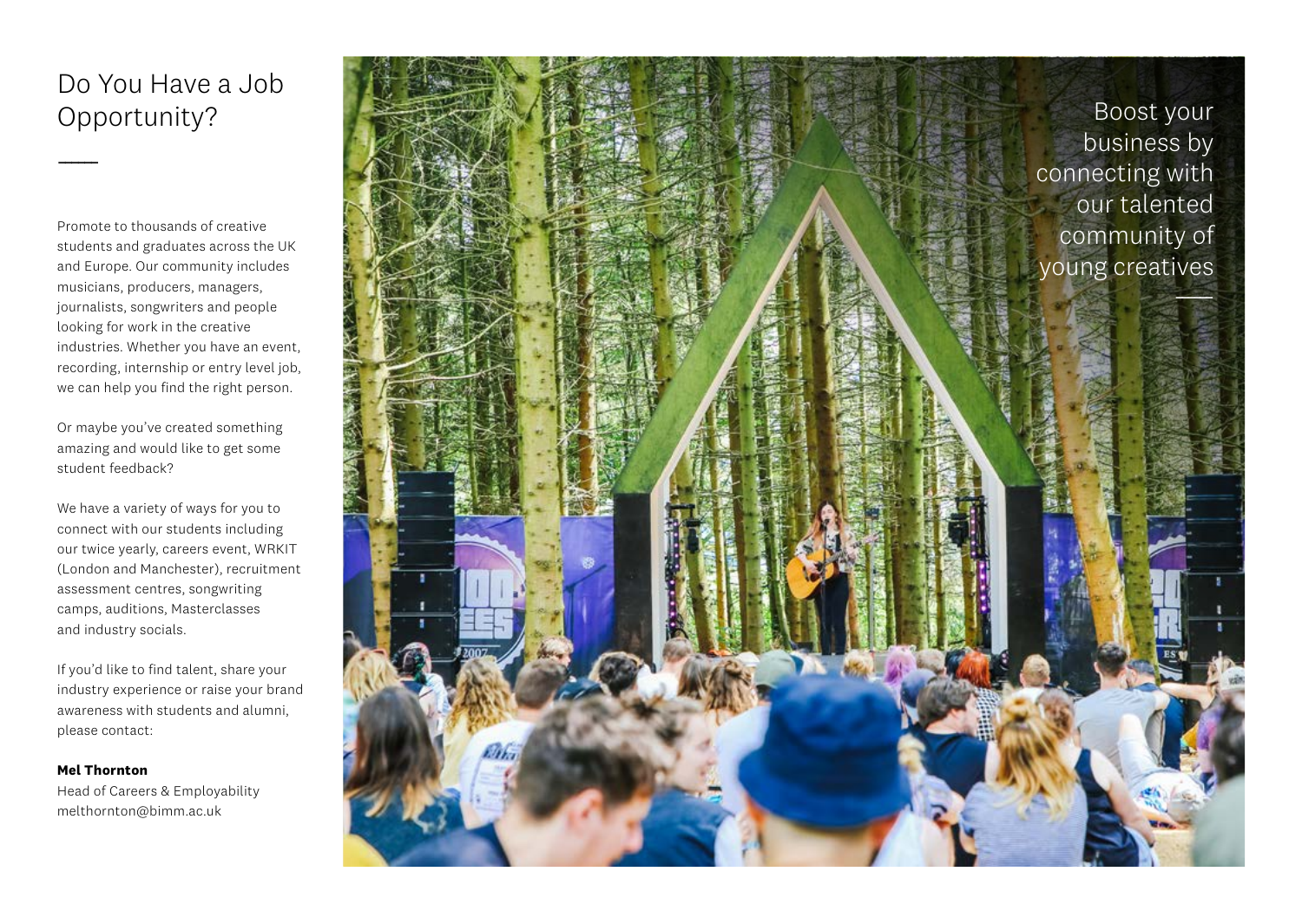# Do You Have a Job Opportunity?

Promote to thousands of creative students and graduates across the UK and Europe. Our community includes musicians, producers, managers, journalists, songwriters and people looking for work in the creative industries. Whether you have an event, recording, internship or entry level job, we can help you find the right person.

Or maybe you've created something amazing and would like to get some student feedback?

We have a variety of ways for you to connect with our students including our twice yearly, careers event, WRKIT (London and Manchester), recruitment assessment centres, songwriting camps, auditions, Masterclasses and industry socials.

If you'd like to find talent, share your industry experience or raise your brand awareness with students and alumni, please contact:

**Mel Thornton**
Head of Careers & Employability
melthornton@bimm.ac.uk

Boost your business by connecting with our talented community of young creatives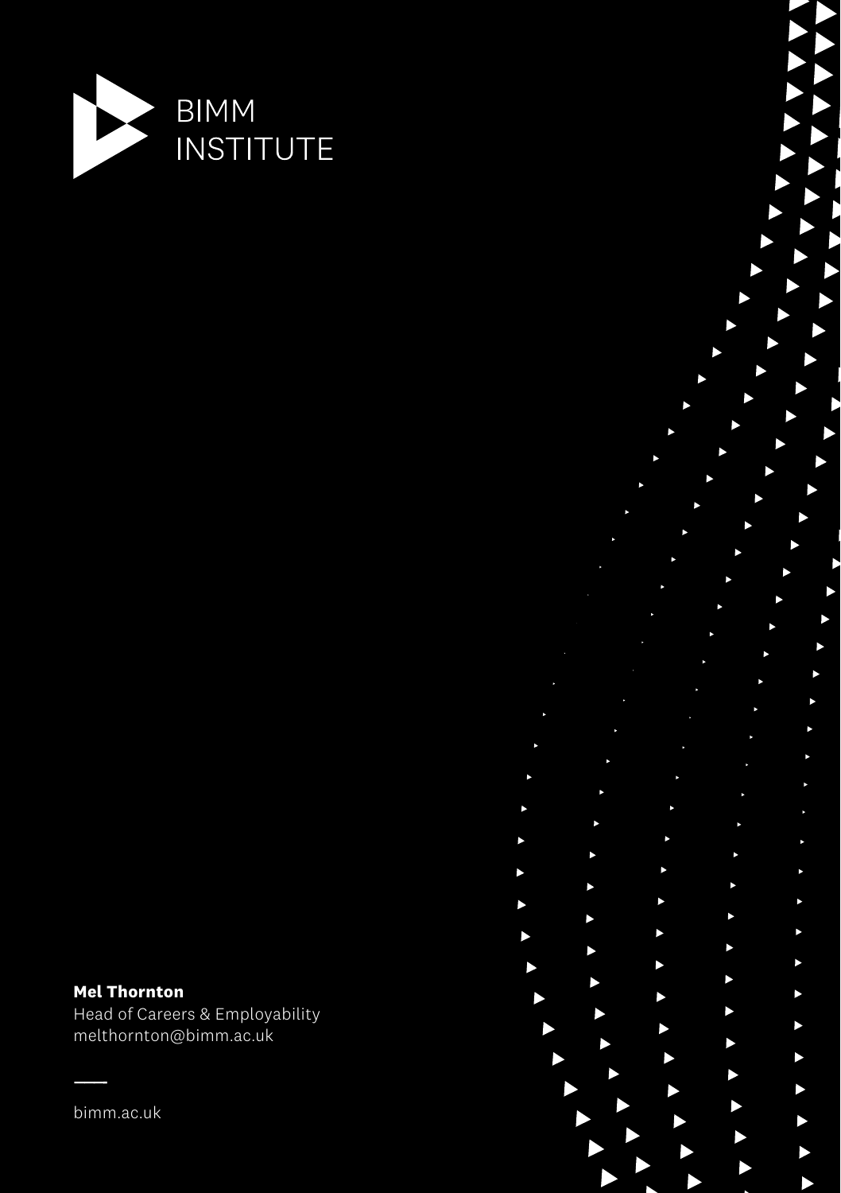BIMM
INSTITUTE

**Mel Thornton**
Head of Careers & Employability
melthornton@bimm.ac.uk

bimm.ac.uk